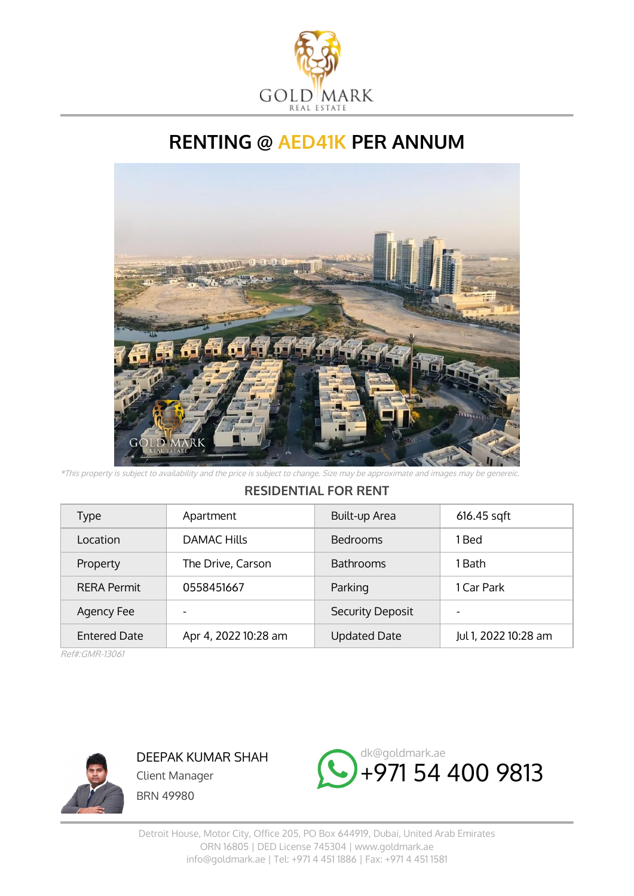GOLD MARK
REAL ESTATE

# RENTING @ AED41K PER ANNUM

*\*This property is subject to availability and the price is subject to change. Size may be approximate and images may be genereic.*

## RESIDENTIAL FOR RENT

| Type | Apartment | Built-up Area | 616.45 sqft |
|---|---|---|---|
| Location | DAMAC Hills | Bedrooms | 1 Bed |
| Property | The Drive, Carson | Bathrooms | 1 Bath |
| RERA Permit | 0558451667 | Parking | 1 Car Park |
| Agency Fee | - | Security Deposit | - |
| Entered Date | Apr 4, 2022 10:28 am | Updated Date | Jul 1, 2022 10:28 am |

*Ref#:GMR-13061*

DEEPAK KUMAR SHAH
Client Manager
BRN 49980

dk@goldmark.ae
+971 54 400 9813

Detroit House, Motor City, Office 205, PO Box 644919, Dubai, United Arab Emirates
ORN 16805 | DED License 745304 | www.goldmark.ae
info@goldmark.ae | Tel: +971 4 451 1886 | Fax: +971 4 451 1581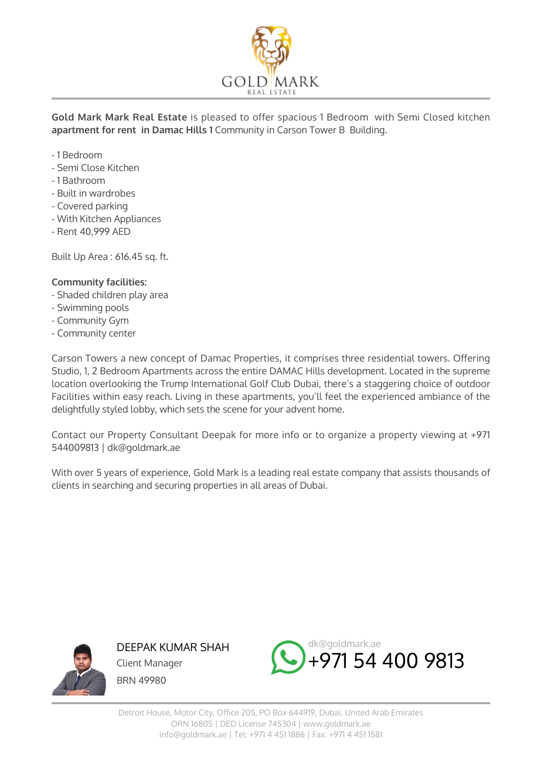GOLD MARK
REAL ESTATE

**Gold Mark Mark Real Estate** is pleased to offer spacious 1 Bedroom with Semi Closed kitchen **apartment for rent in Damac Hills 1** Community in Carson Tower B Building.

- 1 Bedroom
- Semi Close Kitchen
- 1 Bathroom
- Built in wardrobes
- Covered parking
- With Kitchen Appliances
- Rent 40,999 AED

Built Up Area : 616.45 sq. ft.

**Community facilities:**
- Shaded children play area
- Swimming pools
- Community Gym
- Community center

Carson Towers a new concept of Damac Properties, it comprises three residential towers. Offering Studio, 1, 2 Bedroom Apartments across the entire DAMAC Hills development. Located in the supreme location overlooking the Trump International Golf Club Dubai, there's a staggering choice of outdoor Facilities within easy reach. Living in these apartments, you'll feel the experienced ambiance of the delightfully styled lobby, which sets the scene for your advent home.

Contact our Property Consultant Deepak for more info or to organize a property viewing at +971 544009813 | dk@goldmark.ae

With over 5 years of experience, Gold Mark is a leading real estate company that assists thousands of clients in searching and securing properties in all areas of Dubai.

DEEPAK KUMAR SHAH
Client Manager
BRN 49980

dk@goldmark.ae
+971 54 400 9813

Detroit House, Motor City, Office 205, PO Box 644919, Dubai, United Arab Emirates
ORN 16805 | DED License 745304 | www.goldmark.ae
info@goldmark.ae | Tel: +971 4 451 1886 | Fax: +971 4 451 1581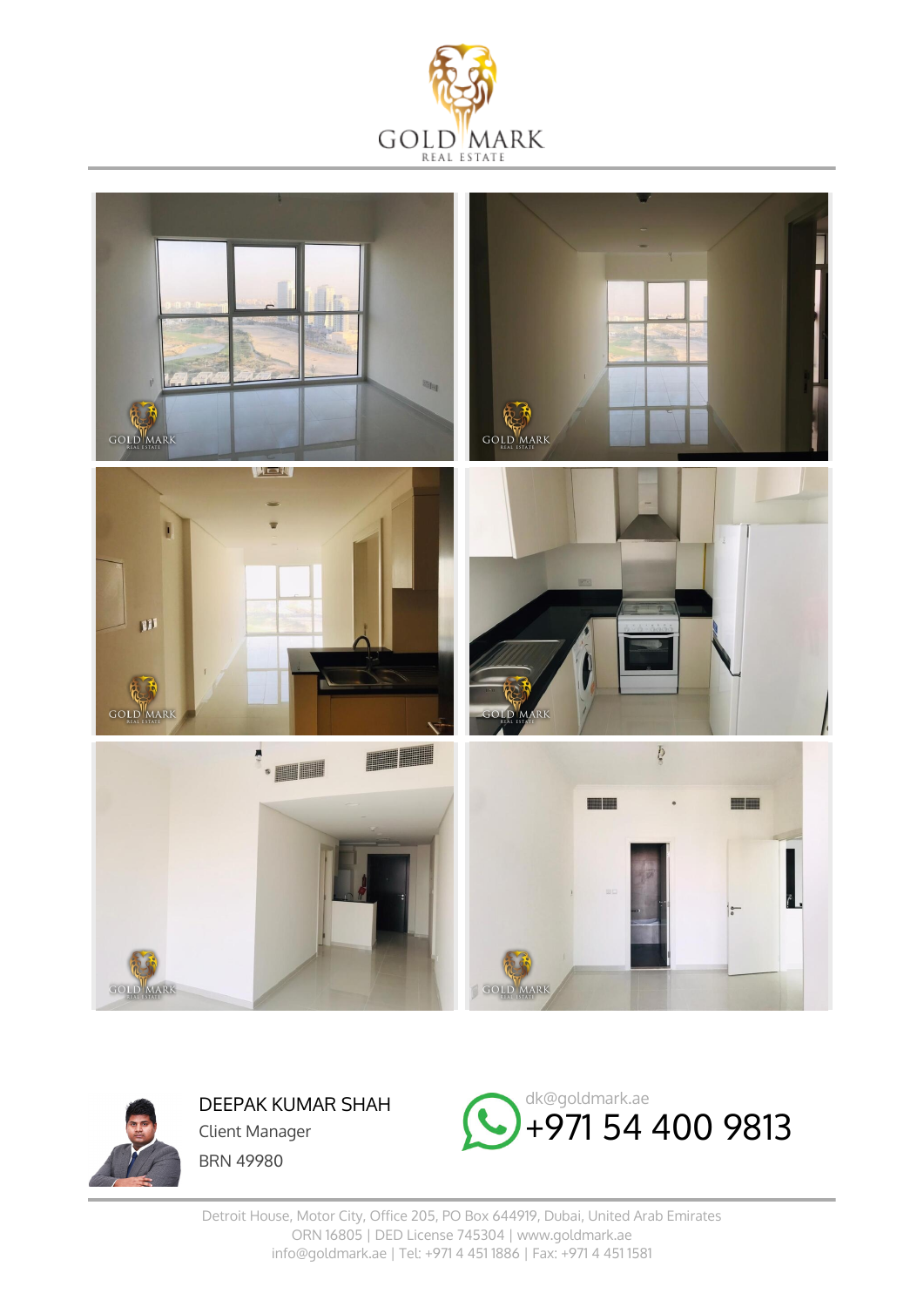GOLD MARK
REAL ESTATE

DEEPAK KUMAR SHAH
Client Manager
BRN 49980

dk@goldmark.ae
+971 54 400 9813

Detroit House, Motor City, Office 205, PO Box 644919, Dubai, United Arab Emirates
ORN 16805 | DED License 745304 | www.goldmark.ae
info@goldmark.ae | Tel: +971 4 451 1886 | Fax: +971 4 451 1581